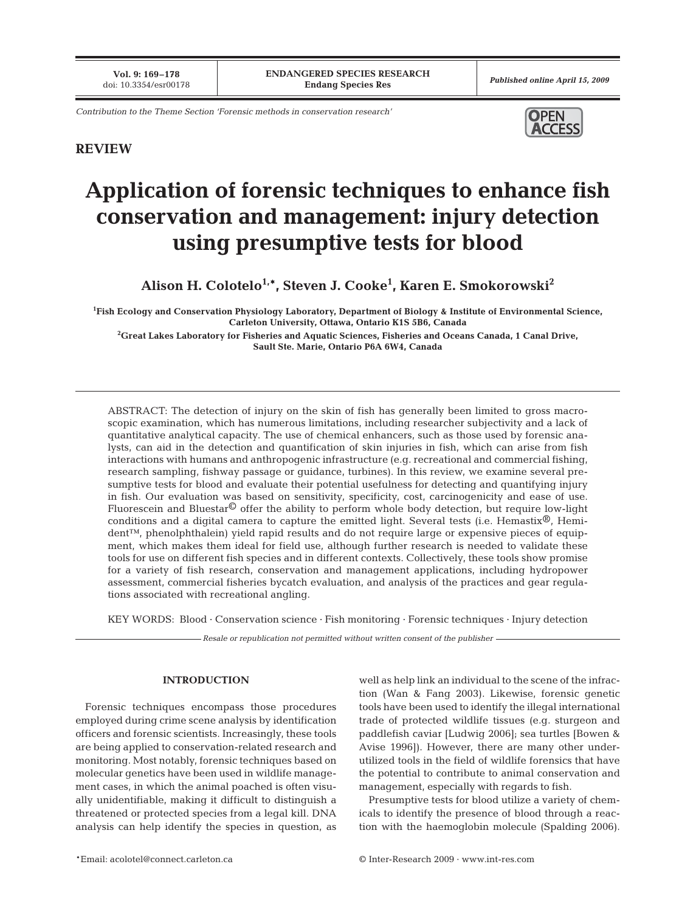Contribution to the Theme Section 'Forensic methods in conservation research'

**REVIEW**

# Application of forensic techniques to enhance fish conservation and management: injury detection using presumptive tests for blood

**Alison H. Colotelo[1,*], Steven J. Cooke[1], Karen E. Smokorowski[2]**

[1]Fish Ecology and Conservation Physiology Laboratory, Department of Biology & Institute of Environmental Science, Carleton University, Ottawa, Ontario K1S 5B6, Canada

[2]Great Lakes Laboratory for Fisheries and Aquatic Sciences, Fisheries and Oceans Canada, 1 Canal Drive, Sault Ste. Marie, Ontario P6A 6W4, Canada

ABSTRACT: The detection of injury on the skin of fish has generally been limited to gross macroscopic examination, which has numerous limitations, including researcher subjectivity and a lack of quantitative analytical capacity. The use of chemical enhancers, such as those used by forensic analysts, can aid in the detection and quantification of skin injuries in fish, which can arise from fish interactions with humans and anthropogenic infrastructure (e.g. recreational and commercial fishing, research sampling, fishway passage or guidance, turbines). In this review, we examine several presumptive tests for blood and evaluate their potential usefulness for detecting and quantifying injury in fish. Our evaluation was based on sensitivity, specificity, cost, carcinogenicity and ease of use. Fluorescein and Bluestar© offer the ability to perform whole body detection, but require low-light conditions and a digital camera to capture the emitted light. Several tests (i.e. Hemastix®, Hemident™, phenolphthalein) yield rapid results and do not require large or expensive pieces of equipment, which makes them ideal for field use, although further research is needed to validate these tools for use on different fish species and in different contexts. Collectively, these tools show promise for a variety of fish research, conservation and management applications, including hydropower assessment, commercial fisheries bycatch evaluation, and analysis of the practices and gear regulations associated with recreational angling.

KEY WORDS: Blood · Conservation science · Fish monitoring · Forensic techniques · Injury detection

*Resale or republication not permitted without written consent of the publisher*

## INTRODUCTION

Forensic techniques encompass those procedures employed during crime scene analysis by identification officers and forensic scientists. Increasingly, these tools are being applied to conservation-related research and monitoring. Most notably, forensic techniques based on molecular genetics have been used in wildlife management cases, in which the animal poached is often visually unidentifiable, making it difficult to distinguish a threatened or protected species from a legal kill. DNA analysis can help identify the species in question, as well as help link an individual to the scene of the infraction (Wan & Fang 2003). Likewise, forensic genetic tools have been used to identify the illegal international trade of protected wildlife tissues (e.g. sturgeon and paddlefish caviar [Ludwig 2006]; sea turtles [Bowen & Avise 1996]). However, there are many other underutilized tools in the field of wildlife forensics that have the potential to contribute to animal conservation and management, especially with regards to fish.

Presumptive tests for blood utilize a variety of chemicals to identify the presence of blood through a reaction with the haemoglobin molecule (Spalding 2006).

*Email: acolotel@connect.carleton.ca

© Inter-Research 2009 · www.int-res.com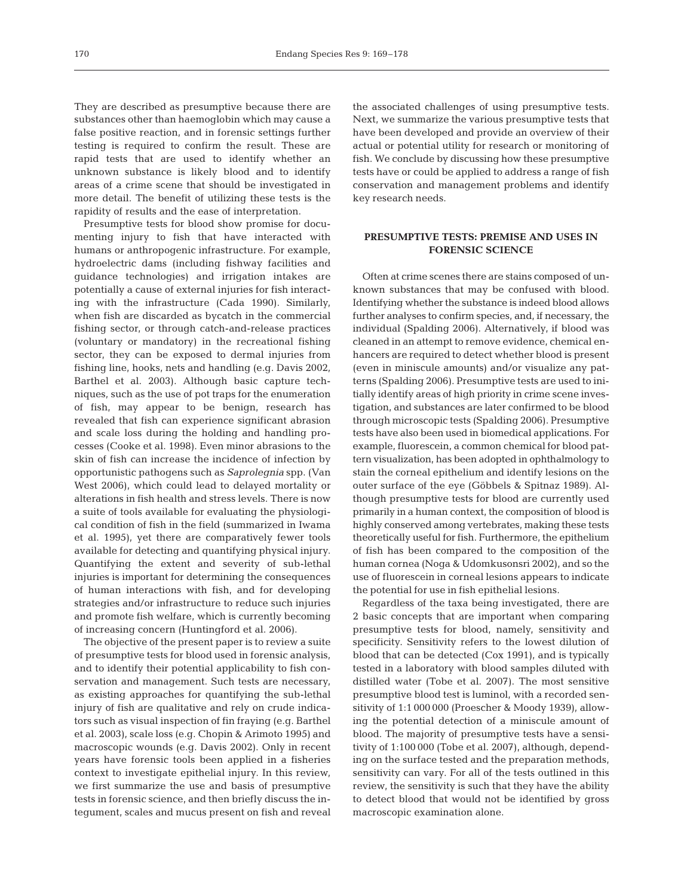They are described as presumptive because there are substances other than haemoglobin which may cause a false positive reaction, and in forensic settings further testing is required to confirm the result. These are rapid tests that are used to identify whether an unknown substance is likely blood and to identify areas of a crime scene that should be investigated in more detail. The benefit of utilizing these tests is the rapidity of results and the ease of interpretation.

Presumptive tests for blood show promise for documenting injury to fish that have interacted with humans or anthropogenic infrastructure. For example, hydroelectric dams (including fishway facilities and guidance technologies) and irrigation intakes are potentially a cause of external injuries for fish interacting with the infrastructure (Cada 1990). Similarly, when fish are discarded as bycatch in the commercial fishing sector, or through catch-and-release practices (voluntary or mandatory) in the recreational fishing sector, they can be exposed to dermal injuries from fishing line, hooks, nets and handling (e.g. Davis 2002, Barthel et al. 2003). Although basic capture techniques, such as the use of pot traps for the enumeration of fish, may appear to be benign, research has revealed that fish can experience significant abrasion and scale loss during the holding and handling processes (Cooke et al. 1998). Even minor abrasions to the skin of fish can increase the incidence of infection by opportunistic pathogens such as *Saprolegnia* spp. (Van West 2006), which could lead to delayed mortality or alterations in fish health and stress levels. There is now a suite of tools available for evaluating the physiological condition of fish in the field (summarized in Iwama et al. 1995), yet there are comparatively fewer tools available for detecting and quantifying physical injury. Quantifying the extent and severity of sub-lethal injuries is important for determining the consequences of human interactions with fish, and for developing strategies and/or infrastructure to reduce such injuries and promote fish welfare, which is currently becoming of increasing concern (Huntingford et al. 2006).

The objective of the present paper is to review a suite of presumptive tests for blood used in forensic analysis, and to identify their potential applicability to fish conservation and management. Such tests are necessary, as existing approaches for quantifying the sub-lethal injury of fish are qualitative and rely on crude indicators such as visual inspection of fin fraying (e.g. Barthel et al. 2003), scale loss (e.g. Chopin & Arimoto 1995) and macroscopic wounds (e.g. Davis 2002). Only in recent years have forensic tools been applied in a fisheries context to investigate epithelial injury. In this review, we first summarize the use and basis of presumptive tests in forensic science, and then briefly discuss the integument, scales and mucus present on fish and reveal the associated challenges of using presumptive tests. Next, we summarize the various presumptive tests that have been developed and provide an overview of their actual or potential utility for research or monitoring of fish. We conclude by discussing how these presumptive tests have or could be applied to address a range of fish conservation and management problems and identify key research needs.

## PRESUMPTIVE TESTS: PREMISE AND USES IN FORENSIC SCIENCE

Often at crime scenes there are stains composed of unknown substances that may be confused with blood. Identifying whether the substance is indeed blood allows further analyses to confirm species, and, if necessary, the individual (Spalding 2006). Alternatively, if blood was cleaned in an attempt to remove evidence, chemical enhancers are required to detect whether blood is present (even in miniscule amounts) and/or visualize any patterns (Spalding 2006). Presumptive tests are used to initially identify areas of high priority in crime scene investigation, and substances are later confirmed to be blood through microscopic tests (Spalding 2006). Presumptive tests have also been used in biomedical applications. For example, fluorescein, a common chemical for blood pattern visualization, has been adopted in ophthalmology to stain the corneal epithelium and identify lesions on the outer surface of the eye (Göbbels & Spitnaz 1989). Although presumptive tests for blood are currently used primarily in a human context, the composition of blood is highly conserved among vertebrates, making these tests theoretically useful for fish. Furthermore, the epithelium of fish has been compared to the composition of the human cornea (Noga & Udomkusonsri 2002), and so the use of fluorescein in corneal lesions appears to indicate the potential for use in fish epithelial lesions.

Regardless of the taxa being investigated, there are 2 basic concepts that are important when comparing presumptive tests for blood, namely, sensitivity and specificity. Sensitivity refers to the lowest dilution of blood that can be detected (Cox 1991), and is typically tested in a laboratory with blood samples diluted with distilled water (Tobe et al. 2007). The most sensitive presumptive blood test is luminol, with a recorded sensitivity of 1:1 000 000 (Proescher & Moody 1939), allowing the potential detection of a miniscule amount of blood. The majority of presumptive tests have a sensitivity of 1:100 000 (Tobe et al. 2007), although, depending on the surface tested and the preparation methods, sensitivity can vary. For all of the tests outlined in this review, the sensitivity is such that they have the ability to detect blood that would not be identified by gross macroscopic examination alone.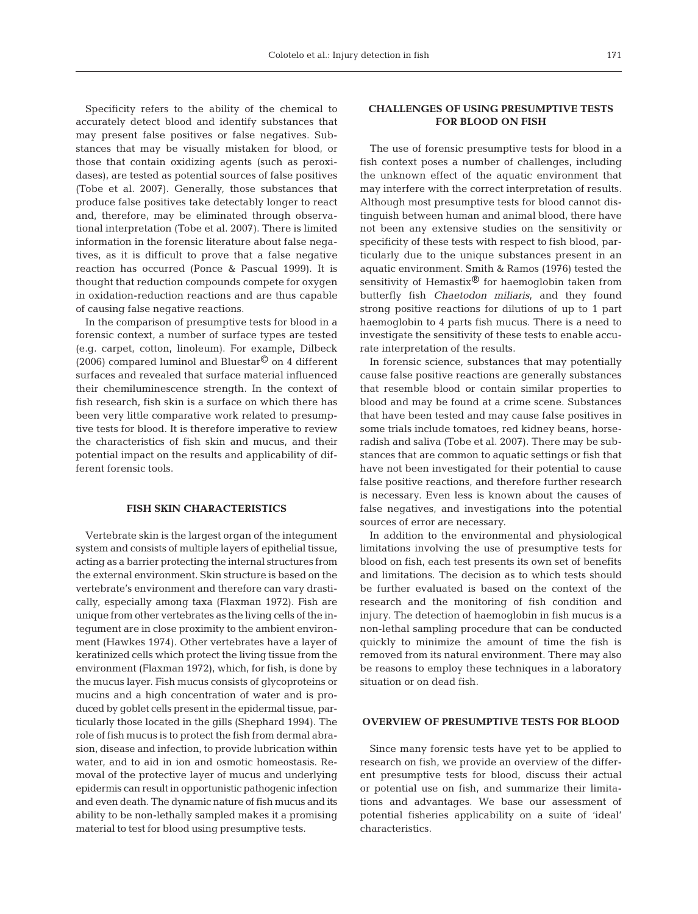Specificity refers to the ability of the chemical to accurately detect blood and identify substances that may present false positives or false negatives. Substances that may be visually mistaken for blood, or those that contain oxidizing agents (such as peroxidases), are tested as potential sources of false positives (Tobe et al. 2007). Generally, those substances that produce false positives take detectably longer to react and, therefore, may be eliminated through observational interpretation (Tobe et al. 2007). There is limited information in the forensic literature about false negatives, as it is difficult to prove that a false negative reaction has occurred (Ponce & Pascual 1999). It is thought that reduction compounds compete for oxygen in oxidation-reduction reactions and are thus capable of causing false negative reactions.

In the comparison of presumptive tests for blood in a forensic context, a number of surface types are tested (e.g. carpet, cotton, linoleum). For example, Dilbeck (2006) compared luminol and Bluestar© on 4 different surfaces and revealed that surface material influenced their chemiluminescence strength. In the context of fish research, fish skin is a surface on which there has been very little comparative work related to presumptive tests for blood. It is therefore imperative to review the characteristics of fish skin and mucus, and their potential impact on the results and applicability of different forensic tools.

## FISH SKIN CHARACTERISTICS

Vertebrate skin is the largest organ of the integument system and consists of multiple layers of epithelial tissue, acting as a barrier protecting the internal structures from the external environment. Skin structure is based on the vertebrate's environment and therefore can vary drastically, especially among taxa (Flaxman 1972). Fish are unique from other vertebrates as the living cells of the integument are in close proximity to the ambient environment (Hawkes 1974). Other vertebrates have a layer of keratinized cells which protect the living tissue from the environment (Flaxman 1972), which, for fish, is done by the mucus layer. Fish mucus consists of glycoproteins or mucins and a high concentration of water and is produced by goblet cells present in the epidermal tissue, particularly those located in the gills (Shephard 1994). The role of fish mucus is to protect the fish from dermal abrasion, disease and infection, to provide lubrication within water, and to aid in ion and osmotic homeostasis. Removal of the protective layer of mucus and underlying epidermis can result in opportunistic pathogenic infection and even death. The dynamic nature of fish mucus and its ability to be non-lethally sampled makes it a promising material to test for blood using presumptive tests.

## CHALLENGES OF USING PRESUMPTIVE TESTS FOR BLOOD ON FISH

The use of forensic presumptive tests for blood in a fish context poses a number of challenges, including the unknown effect of the aquatic environment that may interfere with the correct interpretation of results. Although most presumptive tests for blood cannot distinguish between human and animal blood, there have not been any extensive studies on the sensitivity or specificity of these tests with respect to fish blood, particularly due to the unique substances present in an aquatic environment. Smith & Ramos (1976) tested the sensitivity of Hemastix® for haemoglobin taken from butterfly fish *Chaetodon miliaris*, and they found strong positive reactions for dilutions of up to 1 part haemoglobin to 4 parts fish mucus. There is a need to investigate the sensitivity of these tests to enable accurate interpretation of the results.

In forensic science, substances that may potentially cause false positive reactions are generally substances that resemble blood or contain similar properties to blood and may be found at a crime scene. Substances that have been tested and may cause false positives in some trials include tomatoes, red kidney beans, horseradish and saliva (Tobe et al. 2007). There may be substances that are common to aquatic settings or fish that have not been investigated for their potential to cause false positive reactions, and therefore further research is necessary. Even less is known about the causes of false negatives, and investigations into the potential sources of error are necessary.

In addition to the environmental and physiological limitations involving the use of presumptive tests for blood on fish, each test presents its own set of benefits and limitations. The decision as to which tests should be further evaluated is based on the context of the research and the monitoring of fish condition and injury. The detection of haemoglobin in fish mucus is a non-lethal sampling procedure that can be conducted quickly to minimize the amount of time the fish is removed from its natural environment. There may also be reasons to employ these techniques in a laboratory situation or on dead fish.

## OVERVIEW OF PRESUMPTIVE TESTS FOR BLOOD

Since many forensic tests have yet to be applied to research on fish, we provide an overview of the different presumptive tests for blood, discuss their actual or potential use on fish, and summarize their limitations and advantages. We base our assessment of potential fisheries applicability on a suite of 'ideal' characteristics.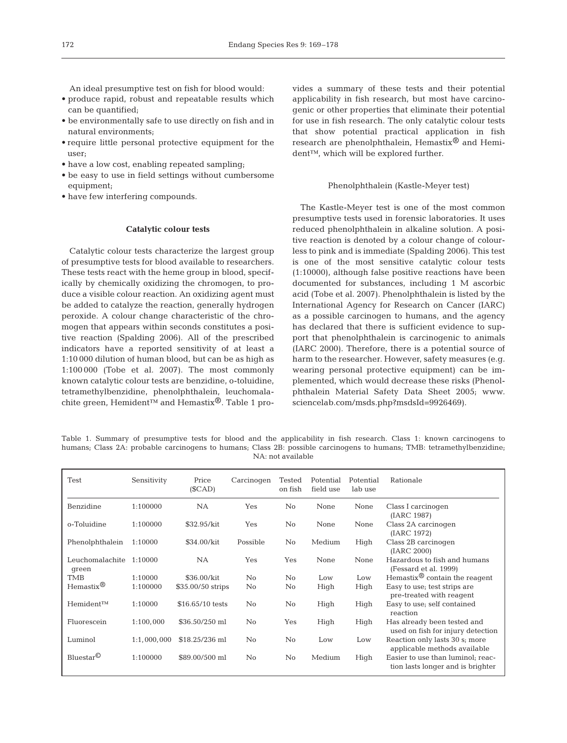An ideal presumptive test on fish for blood would:

- produce rapid, robust and repeatable results which can be quantified;
- be environmentally safe to use directly on fish and in natural environments;
- require little personal protective equipment for the user;
- have a low cost, enabling repeated sampling;
- be easy to use in field settings without cumbersome equipment;
- have few interfering compounds.

### Catalytic colour tests

Catalytic colour tests characterize the largest group of presumptive tests for blood available to researchers. These tests react with the heme group in blood, specifically by chemically oxidizing the chromogen, to produce a visible colour reaction. An oxidizing agent must be added to catalyze the reaction, generally hydrogen peroxide. A colour change characteristic of the chromogen that appears within seconds constitutes a positive reaction (Spalding 2006). All of the prescribed indicators have a reported sensitivity of at least a 1:10 000 dilution of human blood, but can be as high as 1:100 000 (Tobe et al. 2007). The most commonly known catalytic colour tests are benzidine, o-toluidine, tetramethylbenzidine, phenolphthalein, leuchomalachite green, Hemident™ and Hemastix®. Table 1 provides a summary of these tests and their potential applicability in fish research, but most have carcinogenic or other properties that eliminate their potential for use in fish research. The only catalytic colour tests that show potential practical application in fish research are phenolphthalein, Hemastix® and Hemident™, which will be explored further.

#### Phenolphthalein (Kastle-Meyer test)

The Kastle-Meyer test is one of the most common presumptive tests used in forensic laboratories. It uses reduced phenolphthalein in alkaline solution. A positive reaction is denoted by a colour change of colourless to pink and is immediate (Spalding 2006). This test is one of the most sensitive catalytic colour tests (1:10000), although false positive reactions have been documented for substances, including 1 M ascorbic acid (Tobe et al. 2007). Phenolphthalein is listed by the International Agency for Research on Cancer (IARC) as a possible carcinogen to humans, and the agency has declared that there is sufficient evidence to support that phenolphthalein is carcinogenic to animals (IARC 2000). Therefore, there is a potential source of harm to the researcher. However, safety measures (e.g. wearing personal protective equipment) can be implemented, which would decrease these risks (Phenolphthalein Material Safety Data Sheet 2005; www.sciencelab.com/msds.php?msdsId=9926469).

Table 1. Summary of presumptive tests for blood and the applicability in fish research. Class 1: known carcinogens to humans; Class 2A: probable carcinogens to humans; Class 2B: possible carcinogens to humans; TMB: tetramethylbenzidine; NA: not available

| Test | Sensitivity | Price ($CAD) | Carcinogen | Tested on fish | Potential field use | Potential lab use | Rationale |
|---|---|---|---|---|---|---|---|
| Benzidine | 1:100000 | NA | Yes | No | None | None | Class I carcinogen (IARC 1987) |
| o-Toluidine | 1:100000 | $32.95/kit | Yes | No | None | None | Class 2A carcinogen (IARC 1972) |
| Phenolphthalein | 1:10000 | $34.00/kit | Possible | No | Medium | High | Class 2B carcinogen (IARC 2000) |
| Leuchomalachite green | 1:10000 | NA | Yes | Yes | None | None | Hazardous to fish and humans (Fessard et al. 1999) |
| TMB | 1:10000 | $36.00/kit | No | No | Low | Low | Hemastix® contain the reagent |
| Hemastix® | 1:100000 | $35.00/50 strips | No | No | High | High | Easy to use; test strips are pre-treated with reagent |
| Hemident™ | 1:10000 | $16.65/10 tests | No | No | High | High | Easy to use; self contained reaction |
| Fluorescein | 1:100,000 | $36.50/250 ml | No | Yes | High | High | Has already been tested and used on fish for injury detection |
| Luminol | 1:1,000,000 | $18.25/236 ml | No | No | Low | Low | Reaction only lasts 30 s; more applicable methods available |
| Bluestar© | 1:100000 | $89.00/500 ml | No | No | Medium | High | Easier to use than luminol; reaction lasts longer and is brighter |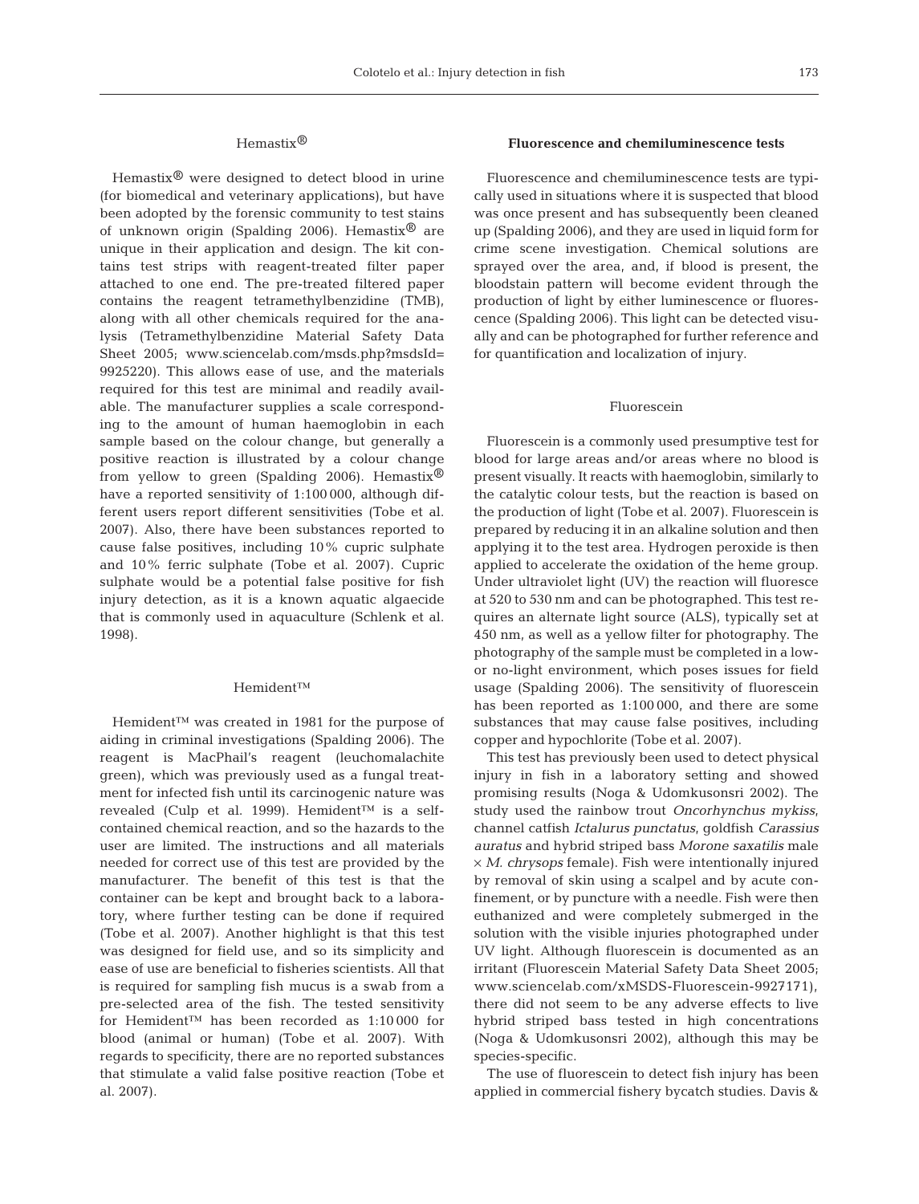### Hemastix®

Hemastix® were designed to detect blood in urine (for biomedical and veterinary applications), but have been adopted by the forensic community to test stains of unknown origin (Spalding 2006). Hemastix® are unique in their application and design. The kit contains test strips with reagent-treated filter paper attached to one end. The pre-treated filtered paper contains the reagent tetramethylbenzidine (TMB), along with all other chemicals required for the analysis (Tetramethylbenzidine Material Safety Data Sheet 2005; www.sciencelab.com/msds.php?msdsId=9925220). This allows ease of use, and the materials required for this test are minimal and readily available. The manufacturer supplies a scale corresponding to the amount of human haemoglobin in each sample based on the colour change, but generally a positive reaction is illustrated by a colour change from yellow to green (Spalding 2006). Hemastix® have a reported sensitivity of 1:100 000, although different users report different sensitivities (Tobe et al. 2007). Also, there have been substances reported to cause false positives, including 10% cupric sulphate and 10% ferric sulphate (Tobe et al. 2007). Cupric sulphate would be a potential false positive for fish injury detection, as it is a known aquatic algaecide that is commonly used in aquaculture (Schlenk et al. 1998).

### Hemident™

Hemident™ was created in 1981 for the purpose of aiding in criminal investigations (Spalding 2006). The reagent is MacPhail's reagent (leuchomalachite green), which was previously used as a fungal treatment for infected fish until its carcinogenic nature was revealed (Culp et al. 1999). Hemident™ is a self-contained chemical reaction, and so the hazards to the user are limited. The instructions and all materials needed for correct use of this test are provided by the manufacturer. The benefit of this test is that the container can be kept and brought back to a laboratory, where further testing can be done if required (Tobe et al. 2007). Another highlight is that this test was designed for field use, and so its simplicity and ease of use are beneficial to fisheries scientists. All that is required for sampling fish mucus is a swab from a pre-selected area of the fish. The tested sensitivity for Hemident™ has been recorded as 1:10 000 for blood (animal or human) (Tobe et al. 2007). With regards to specificity, there are no reported substances that stimulate a valid false positive reaction (Tobe et al. 2007).

## Fluorescence and chemiluminescence tests

Fluorescence and chemiluminescence tests are typically used in situations where it is suspected that blood was once present and has subsequently been cleaned up (Spalding 2006), and they are used in liquid form for crime scene investigation. Chemical solutions are sprayed over the area, and, if blood is present, the bloodstain pattern will become evident through the production of light by either luminescence or fluorescence (Spalding 2006). This light can be detected visually and can be photographed for further reference and for quantification and localization of injury.

### Fluorescein

Fluorescein is a commonly used presumptive test for blood for large areas and/or areas where no blood is present visually. It reacts with haemoglobin, similarly to the catalytic colour tests, but the reaction is based on the production of light (Tobe et al. 2007). Fluorescein is prepared by reducing it in an alkaline solution and then applying it to the test area. Hydrogen peroxide is then applied to accelerate the oxidation of the heme group. Under ultraviolet light (UV) the reaction will fluoresce at 520 to 530 nm and can be photographed. This test requires an alternate light source (ALS), typically set at 450 nm, as well as a yellow filter for photography. The photography of the sample must be completed in a low- or no-light environment, which poses issues for field usage (Spalding 2006). The sensitivity of fluorescein has been reported as 1:100 000, and there are some substances that may cause false positives, including copper and hypochlorite (Tobe et al. 2007).

This test has previously been used to detect physical injury in fish in a laboratory setting and showed promising results (Noga & Udomkusonsri 2002). The study used the rainbow trout *Oncorhynchus mykiss*, channel catfish *Ictalurus punctatus*, goldfish *Carassius auratus* and hybrid striped bass *Morone saxatilis* male × *M. chrysops* female). Fish were intentionally injured by removal of skin using a scalpel and by acute confinement, or by puncture with a needle. Fish were then euthanized and were completely submerged in the solution with the visible injuries photographed under UV light. Although fluorescein is documented as an irritant (Fluorescein Material Safety Data Sheet 2005; www.sciencelab.com/xMSDS-Fluorescein-9927171), there did not seem to be any adverse effects to live hybrid striped bass tested in high concentrations (Noga & Udomkusonsri 2002), although this may be species-specific.

The use of fluorescein to detect fish injury has been applied in commercial fishery bycatch studies. Davis &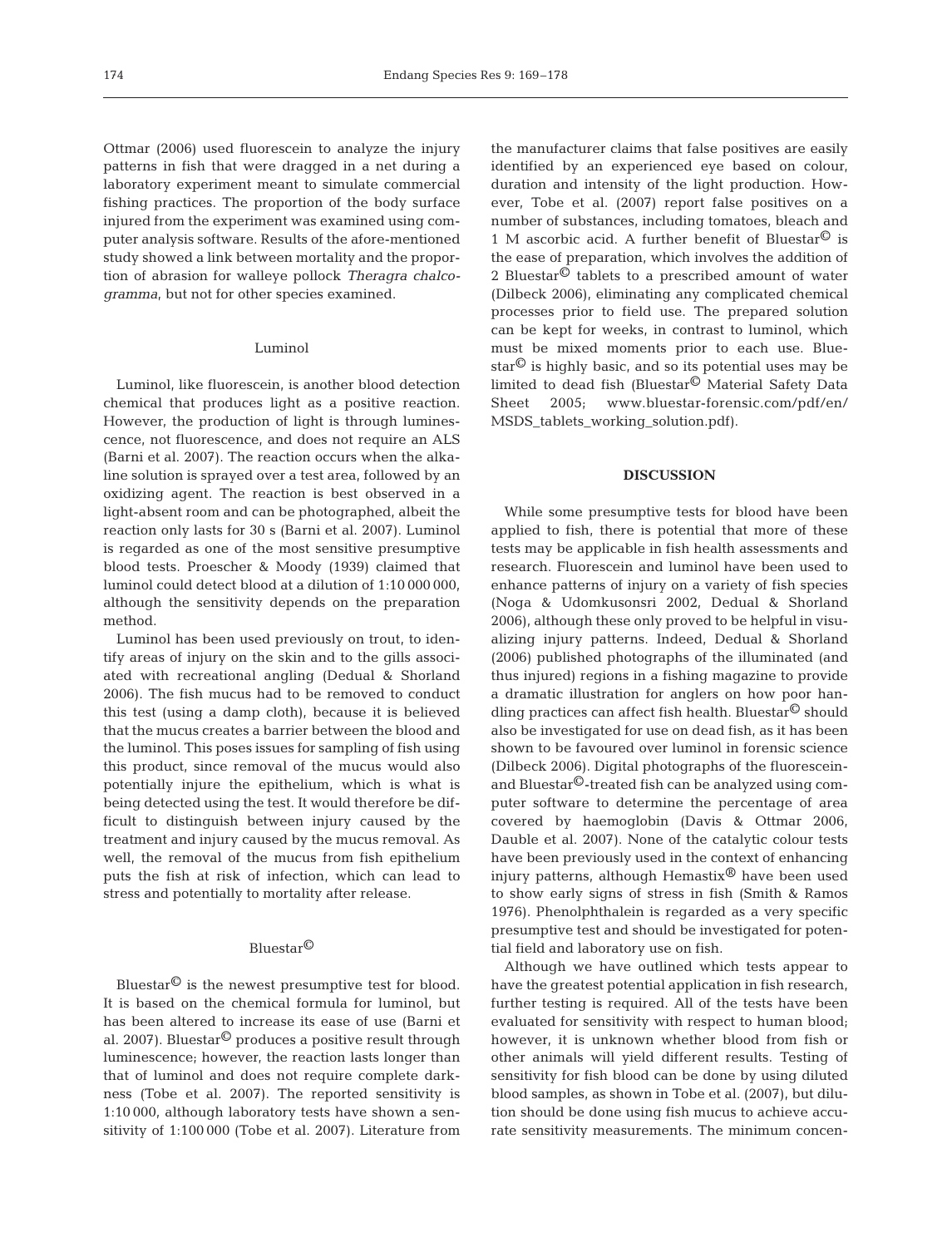Ottmar (2006) used fluorescein to analyze the injury patterns in fish that were dragged in a net during a laboratory experiment meant to simulate commercial fishing practices. The proportion of the body surface injured from the experiment was examined using computer analysis software. Results of the afore-mentioned study showed a link between mortality and the proportion of abrasion for walleye pollock *Theragra chalcogramma*, but not for other species examined.

### Luminol

Luminol, like fluorescein, is another blood detection chemical that produces light as a positive reaction. However, the production of light is through luminescence, not fluorescence, and does not require an ALS (Barni et al. 2007). The reaction occurs when the alkaline solution is sprayed over a test area, followed by an oxidizing agent. The reaction is best observed in a light-absent room and can be photographed, albeit the reaction only lasts for 30 s (Barni et al. 2007). Luminol is regarded as one of the most sensitive presumptive blood tests. Proescher & Moody (1939) claimed that luminol could detect blood at a dilution of 1:10 000 000, although the sensitivity depends on the preparation method.

Luminol has been used previously on trout, to identify areas of injury on the skin and to the gills associated with recreational angling (Dedual & Shorland 2006). The fish mucus had to be removed to conduct this test (using a damp cloth), because it is believed that the mucus creates a barrier between the blood and the luminol. This poses issues for sampling of fish using this product, since removal of the mucus would also potentially injure the epithelium, which is what is being detected using the test. It would therefore be difficult to distinguish between injury caused by the treatment and injury caused by the mucus removal. As well, the removal of the mucus from fish epithelium puts the fish at risk of infection, which can lead to stress and potentially to mortality after release.

### Bluestar©

Bluestar© is the newest presumptive test for blood. It is based on the chemical formula for luminol, but has been altered to increase its ease of use (Barni et al. 2007). Bluestar© produces a positive result through luminescence; however, the reaction lasts longer than that of luminol and does not require complete darkness (Tobe et al. 2007). The reported sensitivity is 1:10 000, although laboratory tests have shown a sensitivity of 1:100 000 (Tobe et al. 2007). Literature from the manufacturer claims that false positives are easily identified by an experienced eye based on colour, duration and intensity of the light production. However, Tobe et al. (2007) report false positives on a number of substances, including tomatoes, bleach and 1 M ascorbic acid. A further benefit of Bluestar© is the ease of preparation, which involves the addition of 2 Bluestar© tablets to a prescribed amount of water (Dilbeck 2006), eliminating any complicated chemical processes prior to field use. The prepared solution can be kept for weeks, in contrast to luminol, which must be mixed moments prior to each use. Bluestar© is highly basic, and so its potential uses may be limited to dead fish (Bluestar© Material Safety Data Sheet 2005; www.bluestar-forensic.com/pdf/en/MSDS_tablets_working_solution.pdf).

## DISCUSSION

While some presumptive tests for blood have been applied to fish, there is potential that more of these tests may be applicable in fish health assessments and research. Fluorescein and luminol have been used to enhance patterns of injury on a variety of fish species (Noga & Udomkusonsri 2002, Dedual & Shorland 2006), although these only proved to be helpful in visualizing injury patterns. Indeed, Dedual & Shorland (2006) published photographs of the illuminated (and thus injured) regions in a fishing magazine to provide a dramatic illustration for anglers on how poor handling practices can affect fish health. Bluestar© should also be investigated for use on dead fish, as it has been shown to be favoured over luminol in forensic science (Dilbeck 2006). Digital photographs of the fluorescein- and Bluestar©-treated fish can be analyzed using computer software to determine the percentage of area covered by haemoglobin (Davis & Ottmar 2006, Dauble et al. 2007). None of the catalytic colour tests have been previously used in the context of enhancing injury patterns, although Hemastix® have been used to show early signs of stress in fish (Smith & Ramos 1976). Phenolphthalein is regarded as a very specific presumptive test and should be investigated for potential field and laboratory use on fish.

Although we have outlined which tests appear to have the greatest potential application in fish research, further testing is required. All of the tests have been evaluated for sensitivity with respect to human blood; however, it is unknown whether blood from fish or other animals will yield different results. Testing of sensitivity for fish blood can be done by using diluted blood samples, as shown in Tobe et al. (2007), but dilution should be done using fish mucus to achieve accurate sensitivity measurements. The minimum concen-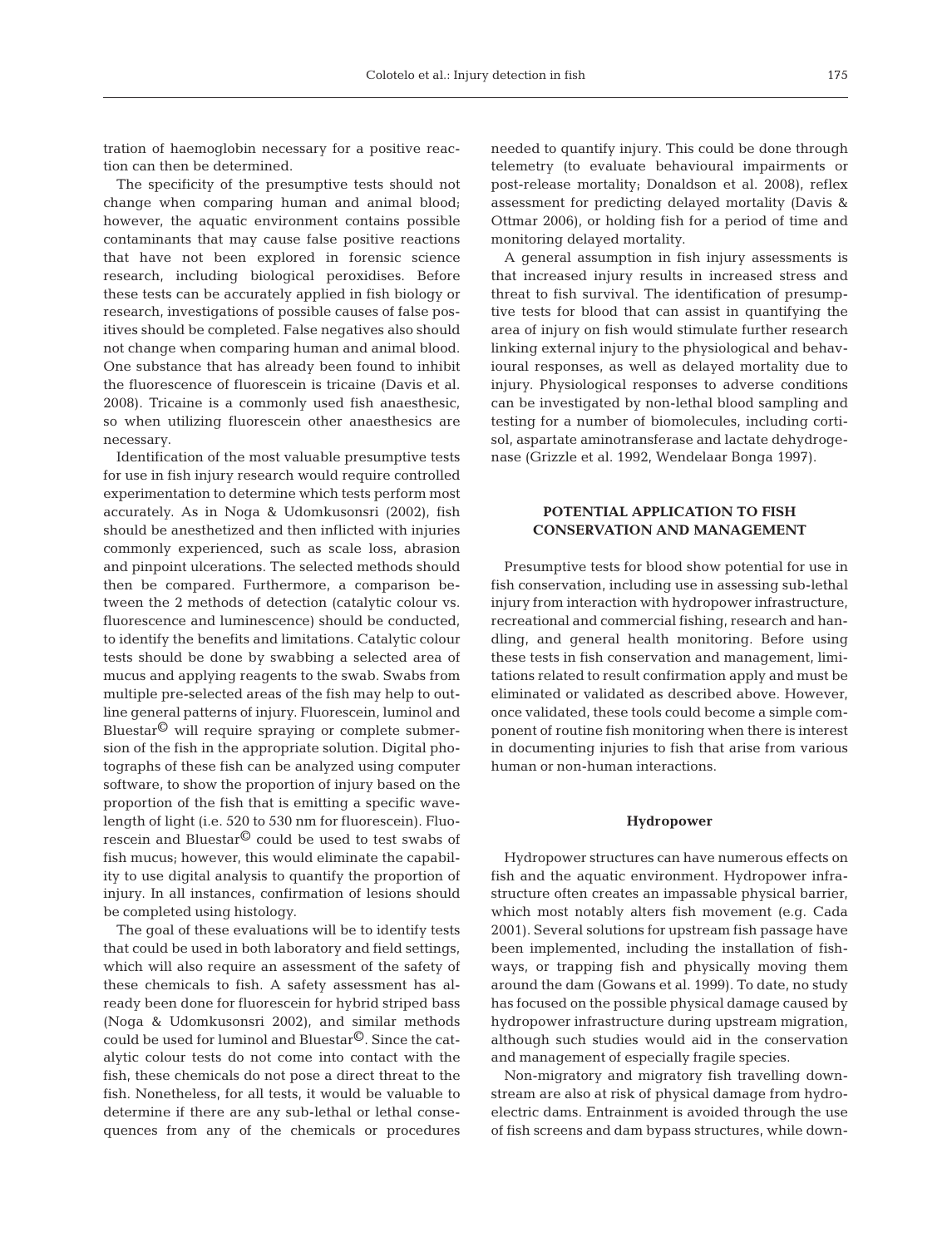tration of haemoglobin necessary for a positive reaction can then be determined.

The specificity of the presumptive tests should not change when comparing human and animal blood; however, the aquatic environment contains possible contaminants that may cause false positive reactions that have not been explored in forensic science research, including biological peroxidises. Before these tests can be accurately applied in fish biology or research, investigations of possible causes of false positives should be completed. False negatives also should not change when comparing human and animal blood. One substance that has already been found to inhibit the fluorescence of fluorescein is tricaine (Davis et al. 2008). Tricaine is a commonly used fish anaesthesic, so when utilizing fluorescein other anaesthesics are necessary.

Identification of the most valuable presumptive tests for use in fish injury research would require controlled experimentation to determine which tests perform most accurately. As in Noga & Udomkusonsri (2002), fish should be anesthetized and then inflicted with injuries commonly experienced, such as scale loss, abrasion and pinpoint ulcerations. The selected methods should then be compared. Furthermore, a comparison between the 2 methods of detection (catalytic colour vs. fluorescence and luminescence) should be conducted, to identify the benefits and limitations. Catalytic colour tests should be done by swabbing a selected area of mucus and applying reagents to the swab. Swabs from multiple pre-selected areas of the fish may help to outline general patterns of injury. Fluorescein, luminol and Bluestar© will require spraying or complete submersion of the fish in the appropriate solution. Digital photographs of these fish can be analyzed using computer software, to show the proportion of injury based on the proportion of the fish that is emitting a specific wavelength of light (i.e. 520 to 530 nm for fluorescein). Fluorescein and Bluestar© could be used to test swabs of fish mucus; however, this would eliminate the capability to use digital analysis to quantify the proportion of injury. In all instances, confirmation of lesions should be completed using histology.

The goal of these evaluations will be to identify tests that could be used in both laboratory and field settings, which will also require an assessment of the safety of these chemicals to fish. A safety assessment has already been done for fluorescein for hybrid striped bass (Noga & Udomkusonsri 2002), and similar methods could be used for luminol and Bluestar©. Since the catalytic colour tests do not come into contact with the fish, these chemicals do not pose a direct threat to the fish. Nonetheless, for all tests, it would be valuable to determine if there are any sub-lethal or lethal consequences from any of the chemicals or procedures needed to quantify injury. This could be done through telemetry (to evaluate behavioural impairments or post-release mortality; Donaldson et al. 2008), reflex assessment for predicting delayed mortality (Davis & Ottmar 2006), or holding fish for a period of time and monitoring delayed mortality.

A general assumption in fish injury assessments is that increased injury results in increased stress and threat to fish survival. The identification of presumptive tests for blood that can assist in quantifying the area of injury on fish would stimulate further research linking external injury to the physiological and behavioural responses, as well as delayed mortality due to injury. Physiological responses to adverse conditions can be investigated by non-lethal blood sampling and testing for a number of biomolecules, including cortisol, aspartate aminotransferase and lactate dehydrogenase (Grizzle et al. 1992, Wendelaar Bonga 1997).

## POTENTIAL APPLICATION TO FISH CONSERVATION AND MANAGEMENT

Presumptive tests for blood show potential for use in fish conservation, including use in assessing sub-lethal injury from interaction with hydropower infrastructure, recreational and commercial fishing, research and handling, and general health monitoring. Before using these tests in fish conservation and management, limitations related to result confirmation apply and must be eliminated or validated as described above. However, once validated, these tools could become a simple component of routine fish monitoring when there is interest in documenting injuries to fish that arise from various human or non-human interactions.

### Hydropower

Hydropower structures can have numerous effects on fish and the aquatic environment. Hydropower infrastructure often creates an impassable physical barrier, which most notably alters fish movement (e.g. Cada 2001). Several solutions for upstream fish passage have been implemented, including the installation of fishways, or trapping fish and physically moving them around the dam (Gowans et al. 1999). To date, no study has focused on the possible physical damage caused by hydropower infrastructure during upstream migration, although such studies would aid in the conservation and management of especially fragile species.

Non-migratory and migratory fish travelling downstream are also at risk of physical damage from hydroelectric dams. Entrainment is avoided through the use of fish screens and dam bypass structures, while down-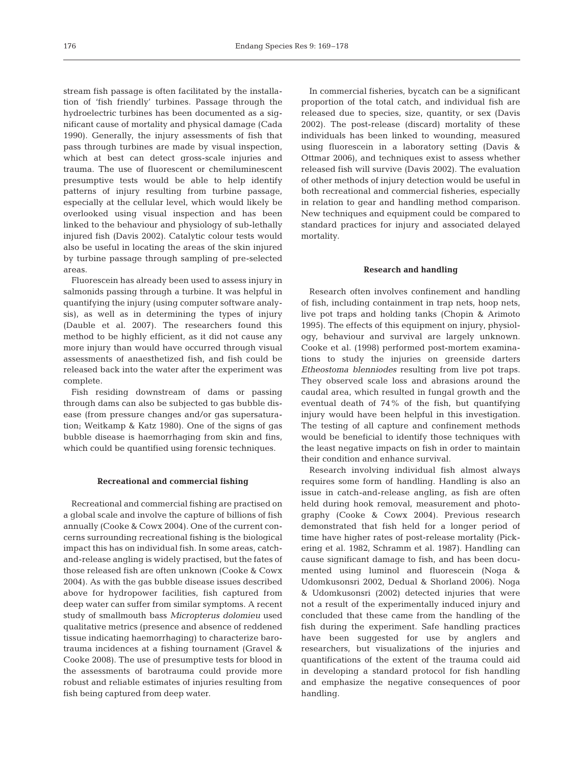stream fish passage is often facilitated by the installation of 'fish friendly' turbines. Passage through the hydroelectric turbines has been documented as a significant cause of mortality and physical damage (Cada 1990). Generally, the injury assessments of fish that pass through turbines are made by visual inspection, which at best can detect gross-scale injuries and trauma. The use of fluorescent or chemiluminescent presumptive tests would be able to help identify patterns of injury resulting from turbine passage, especially at the cellular level, which would likely be overlooked using visual inspection and has been linked to the behaviour and physiology of sub-lethally injured fish (Davis 2002). Catalytic colour tests would also be useful in locating the areas of the skin injured by turbine passage through sampling of pre-selected areas.

Fluorescein has already been used to assess injury in salmonids passing through a turbine. It was helpful in quantifying the injury (using computer software analysis), as well as in determining the types of injury (Dauble et al. 2007). The researchers found this method to be highly efficient, as it did not cause any more injury than would have occurred through visual assessments of anaesthetized fish, and fish could be released back into the water after the experiment was complete.

Fish residing downstream of dams or passing through dams can also be subjected to gas bubble disease (from pressure changes and/or gas supersaturation; Weitkamp & Katz 1980). One of the signs of gas bubble disease is haemorrhaging from skin and fins, which could be quantified using forensic techniques.

**Recreational and commercial fishing**

Recreational and commercial fishing are practised on a global scale and involve the capture of billions of fish annually (Cooke & Cowx 2004). One of the current concerns surrounding recreational fishing is the biological impact this has on individual fish. In some areas, catch-and-release angling is widely practised, but the fates of those released fish are often unknown (Cooke & Cowx 2004). As with the gas bubble disease issues described above for hydropower facilities, fish captured from deep water can suffer from similar symptoms. A recent study of smallmouth bass *Micropterus dolomieu* used qualitative metrics (presence and absence of reddened tissue indicating haemorrhaging) to characterize barotrauma incidences at a fishing tournament (Gravel & Cooke 2008). The use of presumptive tests for blood in the assessments of barotrauma could provide more robust and reliable estimates of injuries resulting from fish being captured from deep water.

In commercial fisheries, bycatch can be a significant proportion of the total catch, and individual fish are released due to species, size, quantity, or sex (Davis 2002). The post-release (discard) mortality of these individuals has been linked to wounding, measured using fluorescein in a laboratory setting (Davis & Ottmar 2006), and techniques exist to assess whether released fish will survive (Davis 2002). The evaluation of other methods of injury detection would be useful in both recreational and commercial fisheries, especially in relation to gear and handling method comparison. New techniques and equipment could be compared to standard practices for injury and associated delayed mortality.

**Research and handling**

Research often involves confinement and handling of fish, including containment in trap nets, hoop nets, live pot traps and holding tanks (Chopin & Arimoto 1995). The effects of this equipment on injury, physiology, behaviour and survival are largely unknown. Cooke et al. (1998) performed post-mortem examinations to study the injuries on greenside darters *Etheostoma blenniodes* resulting from live pot traps. They observed scale loss and abrasions around the caudal area, which resulted in fungal growth and the eventual death of 74% of the fish, but quantifying injury would have been helpful in this investigation. The testing of all capture and confinement methods would be beneficial to identify those techniques with the least negative impacts on fish in order to maintain their condition and enhance survival.

Research involving individual fish almost always requires some form of handling. Handling is also an issue in catch-and-release angling, as fish are often held during hook removal, measurement and photography (Cooke & Cowx 2004). Previous research demonstrated that fish held for a longer period of time have higher rates of post-release mortality (Pickering et al. 1982, Schramm et al. 1987). Handling can cause significant damage to fish, and has been documented using luminol and fluorescein (Noga & Udomkusonsri 2002, Dedual & Shorland 2006). Noga & Udomkusonsri (2002) detected injuries that were not a result of the experimentally induced injury and concluded that these came from the handling of the fish during the experiment. Safe handling practices have been suggested for use by anglers and researchers, but visualizations of the injuries and quantifications of the extent of the trauma could aid in developing a standard protocol for fish handling and emphasize the negative consequences of poor handling.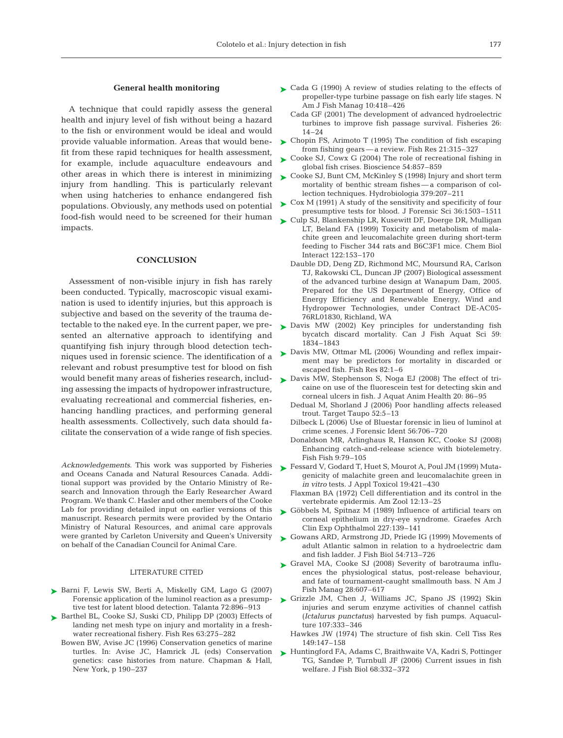### General health monitoring

A technique that could rapidly assess the general health and injury level of fish without being a hazard to the fish or environment would be ideal and would provide valuable information. Areas that would benefit from these rapid techniques for health assessment, for example, include aquaculture endeavours and other areas in which there is interest in minimizing injury from handling. This is particularly relevant when using hatcheries to enhance endangered fish populations. Obviously, any methods used on potential food-fish would need to be screened for their human impacts.

## CONCLUSION

Assessment of non-visible injury in fish has rarely been conducted. Typically, macroscopic visual examination is used to identify injuries, but this approach is subjective and based on the severity of the trauma detectable to the naked eye. In the current paper, we presented an alternative approach to identifying and quantifying fish injury through blood detection techniques used in forensic science. The identification of a relevant and robust presumptive test for blood on fish would benefit many areas of fisheries research, including assessing the impacts of hydropower infrastructure, evaluating recreational and commercial fisheries, enhancing handling practices, and performing general health assessments. Collectively, such data should facilitate the conservation of a wide range of fish species.

*Acknowledgements*. This work was supported by Fisheries and Oceans Canada and Natural Resources Canada. Additional support was provided by the Ontario Ministry of Research and Innovation through the Early Researcher Award Program. We thank C. Hasler and other members of the Cooke Lab for providing detailed input on earlier versions of this manuscript. Research permits were provided by the Ontario Ministry of Natural Resources, and animal care approvals were granted by Carleton University and Queen's University on behalf of the Canadian Council for Animal Care.

## LITERATURE CITED

- Barni F, Lewis SW, Berti A, Miskelly GM, Lago G (2007) Forensic application of the luminol reaction as a presumptive test for latent blood detection. Talanta 72:896–913
- Barthel BL, Cooke SJ, Suski CD, Philipp DP (2003) Effects of landing net mesh type on injury and mortality in a freshwater recreational fishery. Fish Res 63:275–282
- Bowen BW, Avise JC (1996) Conservation genetics of marine turtles. In: Avise JC, Hamrick JL (eds) Conservation genetics: case histories from nature. Chapman & Hall, New York, p 190–237
- Cada G (1990) A review of studies relating to the effects of propeller-type turbine passage on fish early life stages. N Am J Fish Manag 10:418–426
- Cada GF (2001) The development of advanced hydroelectric turbines to improve fish passage survival. Fisheries 26: 14–24
- Chopin FS, Arimoto T (1995) The condition of fish escaping from fishing gears — a review. Fish Res 21:315–327
- Cooke SJ, Cowx G (2004) The role of recreational fishing in global fish crises. Bioscience 54:857–859
- Cooke SJ, Bunt CM, McKinley S (1998) Injury and short term mortality of benthic stream fishes — a comparison of collection techniques. Hydrobiologia 379:207–211
- Cox M (1991) A study of the sensitivity and specificity of four presumptive tests for blood. J Forensic Sci 36:1503–1511
- Culp SJ, Blankenship LR, Kusewitt DF, Doerge DR, Mulligan LT, Beland FA (1999) Toxicity and metabolism of malachite green and leucomalachite green during short-term feeding to Fischer 344 rats and B6C3F1 mice. Chem Biol Interact 122:153–170
- Dauble DD, Deng ZD, Richmond MC, Moursund RA, Carlson TJ, Rakowski CL, Duncan JP (2007) Biological assessment of the advanced turbine design at Wanapum Dam, 2005. Prepared for the US Department of Energy, Office of Energy Efficiency and Renewable Energy, Wind and Hydropower Technologies, under Contract DE-AC05-76RL01830, Richland, WA
- Davis MW (2002) Key principles for understanding fish bycatch discard mortality. Can J Fish Aquat Sci 59: 1834–1843
- Davis MW, Ottmar ML (2006) Wounding and reflex impairment may be predictors for mortality in discarded or escaped fish. Fish Res 82:1–6
- Davis MW, Stephenson S, Noga EJ (2008) The effect of tricaine on use of the fluorescein test for detecting skin and corneal ulcers in fish. J Aquat Anim Health 20: 86–95
- Dedual M, Shorland J (2006) Poor handling affects released trout. Target Taupo 52:5–13
- Dilbeck L (2006) Use of Bluestar forensic in lieu of luminol at crime scenes. J Forensic Ident 56:706–720
- Donaldson MR, Arlinghaus R, Hanson KC, Cooke SJ (2008) Enhancing catch-and-release science with biotelemetry. Fish Fish 9:79–105
- Fessard V, Godard T, Huet S, Mourot A, Poul JM (1999) Mutagenicity of malachite green and leucomalachite green in *in vitro* tests. J Appl Toxicol 19:421–430
- Flaxman BA (1972) Cell differentiation and its control in the vertebrate epidermis. Am Zool 12:13–25
- Göbbels M, Spitnaz M (1989) Influence of artificial tears on corneal epithelium in dry-eye syndrome. Graefes Arch Clin Exp Ophthalmol 227:139–141
- Gowans ARD, Armstrong JD, Priede IG (1999) Movements of adult Atlantic salmon in relation to a hydroelectric dam and fish ladder. J Fish Biol 54:713–726
- Gravel MA, Cooke SJ (2008) Severity of barotrauma influences the physiological status, post-release behaviour, and fate of tournament-caught smallmouth bass. N Am J Fish Manag 28:607–617
- Grizzle JM, Chen J, Williams JC, Spano JS (1992) Skin injuries and serum enzyme activities of channel catfish (*Ictalurus punctatus*) harvested by fish pumps. Aquaculture 107:333–346
- Hawkes JW (1974) The structure of fish skin. Cell Tiss Res 149:147–158
- Huntingford FA, Adams C, Braithwaite VA, Kadri S, Pottinger TG, Sandøe P, Turnbull JF (2006) Current issues in fish welfare. J Fish Biol 68:332–372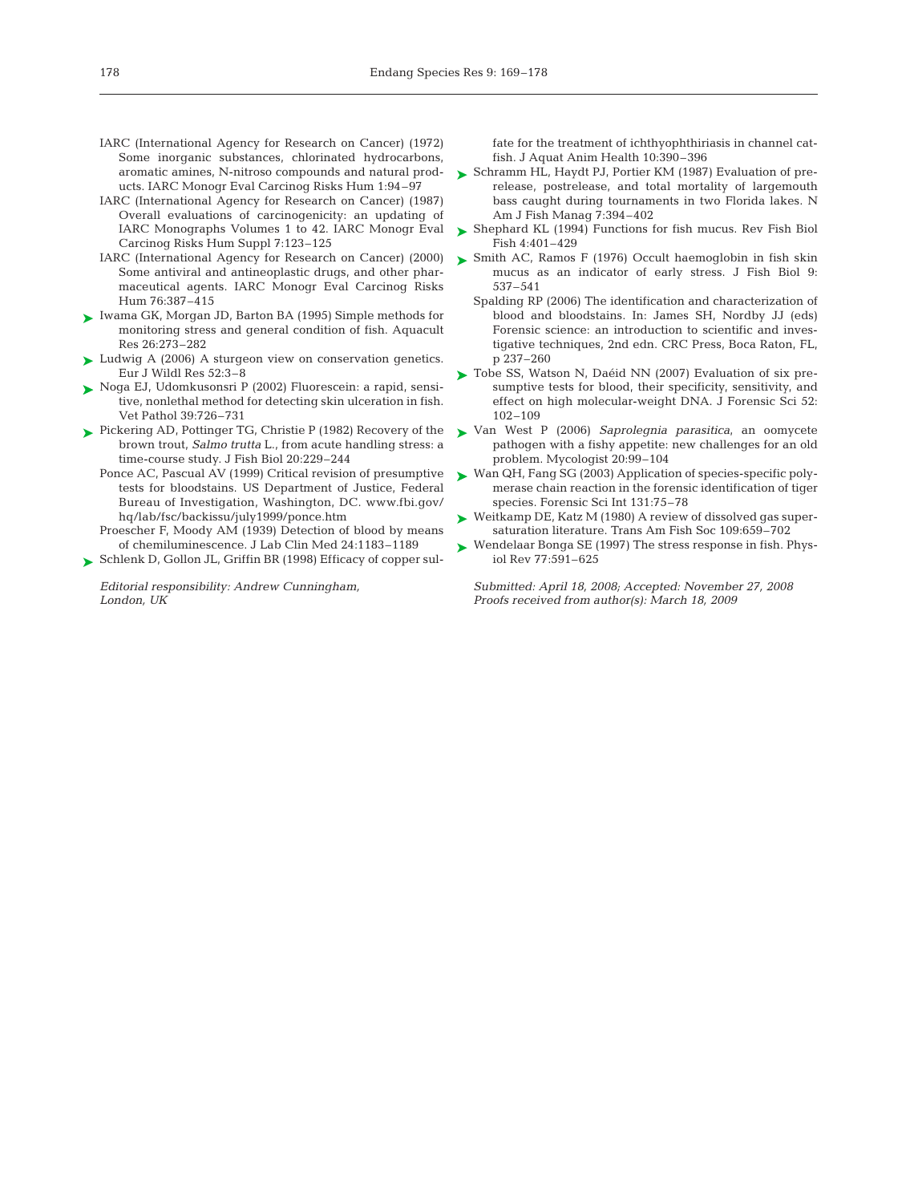IARC (International Agency for Research on Cancer) (1972) Some inorganic substances, chlorinated hydrocarbons, aromatic amines, N-nitroso compounds and natural products. IARC Monogr Eval Carcinog Risks Hum 1:94–97

IARC (International Agency for Research on Cancer) (1987) Overall evaluations of carcinogenicity: an updating of IARC Monographs Volumes 1 to 42. IARC Monogr Eval Carcinog Risks Hum Suppl 7:123–125

IARC (International Agency for Research on Cancer) (2000) Some antiviral and antineoplastic drugs, and other pharmaceutical agents. IARC Monogr Eval Carcinog Risks Hum 76:387–415

Iwama GK, Morgan JD, Barton BA (1995) Simple methods for monitoring stress and general condition of fish. Aquacult Res 26:273–282

Ludwig A (2006) A sturgeon view on conservation genetics. Eur J Wildl Res 52:3–8

Noga EJ, Udomkusonsri P (2002) Fluorescein: a rapid, sensitive, nonlethal method for detecting skin ulceration in fish. Vet Pathol 39:726–731

Pickering AD, Pottinger TG, Christie P (1982) Recovery of the brown trout, *Salmo trutta* L., from acute handling stress: a time-course study. J Fish Biol 20:229–244

Ponce AC, Pascual AV (1999) Critical revision of presumptive tests for bloodstains. US Department of Justice, Federal Bureau of Investigation, Washington, DC. www.fbi.gov/hq/lab/fsc/backissu/july1999/ponce.htm

Proescher F, Moody AM (1939) Detection of blood by means of chemiluminescence. J Lab Clin Med 24:1183–1189

Schlenk D, Gollon JL, Griffin BR (1998) Efficacy of copper sulfate for the treatment of ichthyophthiriasis in channel catfish. J Aquat Anim Health 10:390–396

Schramm HL, Haydt PJ, Portier KM (1987) Evaluation of prerelease, postrelease, and total mortality of largemouth bass caught during tournaments in two Florida lakes. N Am J Fish Manag 7:394–402

Shephard KL (1994) Functions for fish mucus. Rev Fish Biol Fish 4:401–429

Smith AC, Ramos F (1976) Occult haemoglobin in fish skin mucus as an indicator of early stress. J Fish Biol 9: 537–541

Spalding RP (2006) The identification and characterization of blood and bloodstains. In: James SH, Nordby JJ (eds) Forensic science: an introduction to scientific and investigative techniques, 2nd edn. CRC Press, Boca Raton, FL, p 237–260

Tobe SS, Watson N, Daéid NN (2007) Evaluation of six presumptive tests for blood, their specificity, sensitivity, and effect on high molecular-weight DNA. J Forensic Sci 52: 102–109

Van West P (2006) *Saprolegnia parasitica*, an oomycete pathogen with a fishy appetite: new challenges for an old problem. Mycologist 20:99–104

Wan QH, Fang SG (2003) Application of species-specific polymerase chain reaction in the forensic identification of tiger species. Forensic Sci Int 131:75–78

Weitkamp DE, Katz M (1980) A review of dissolved gas supersaturation literature. Trans Am Fish Soc 109:659–702

Wendelaar Bonga SE (1997) The stress response in fish. Physiol Rev 77:591–625

*Editorial responsibility: Andrew Cunningham, London, UK*

*Submitted: April 18, 2008; Accepted: November 27, 2008*
*Proofs received from author(s): March 18, 2009*